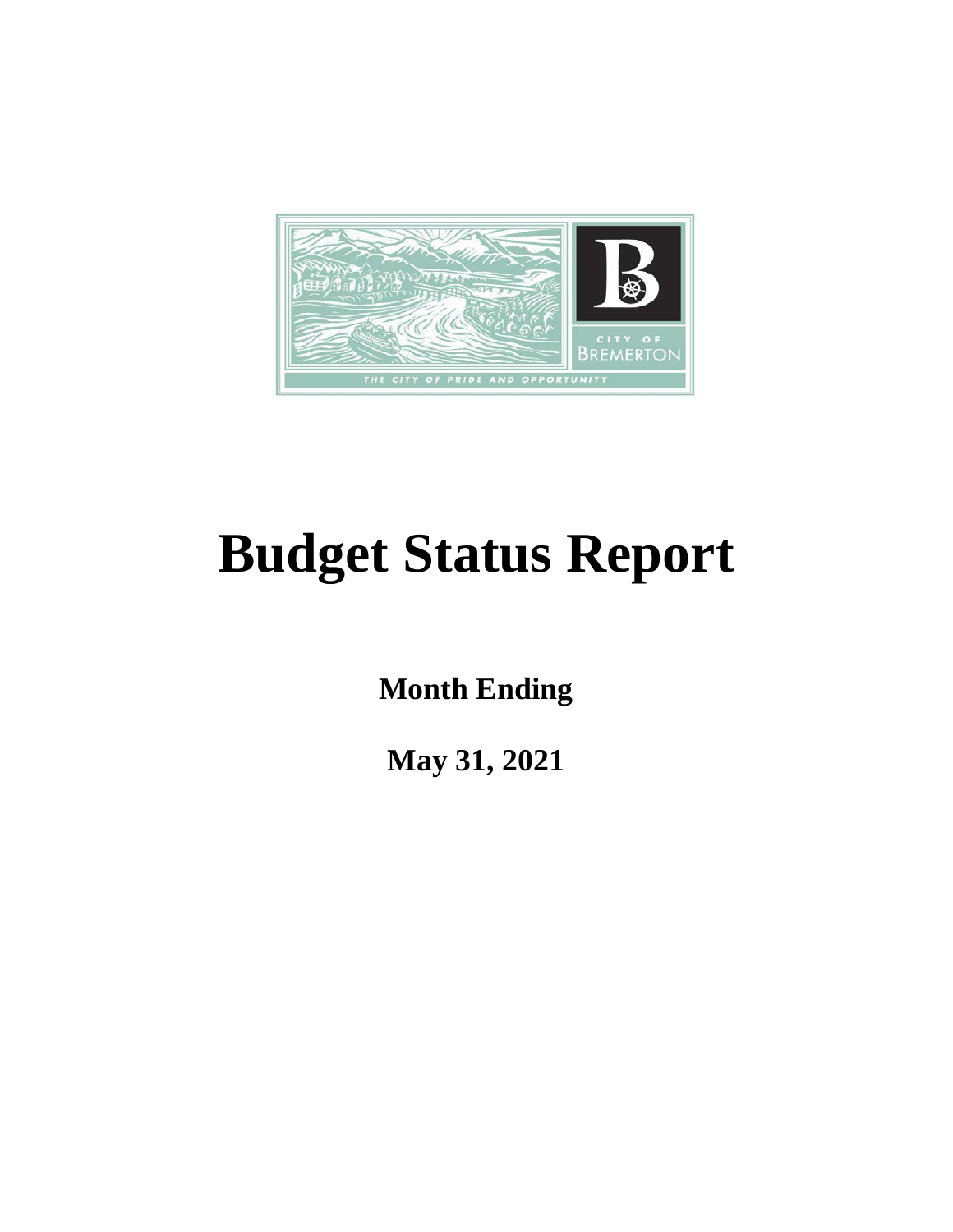CITY OF BREMERTON

THE CITY OF PRIDE AND OPPORTUNITY

# Budget Status Report

**Month Ending**

**May 31, 2021**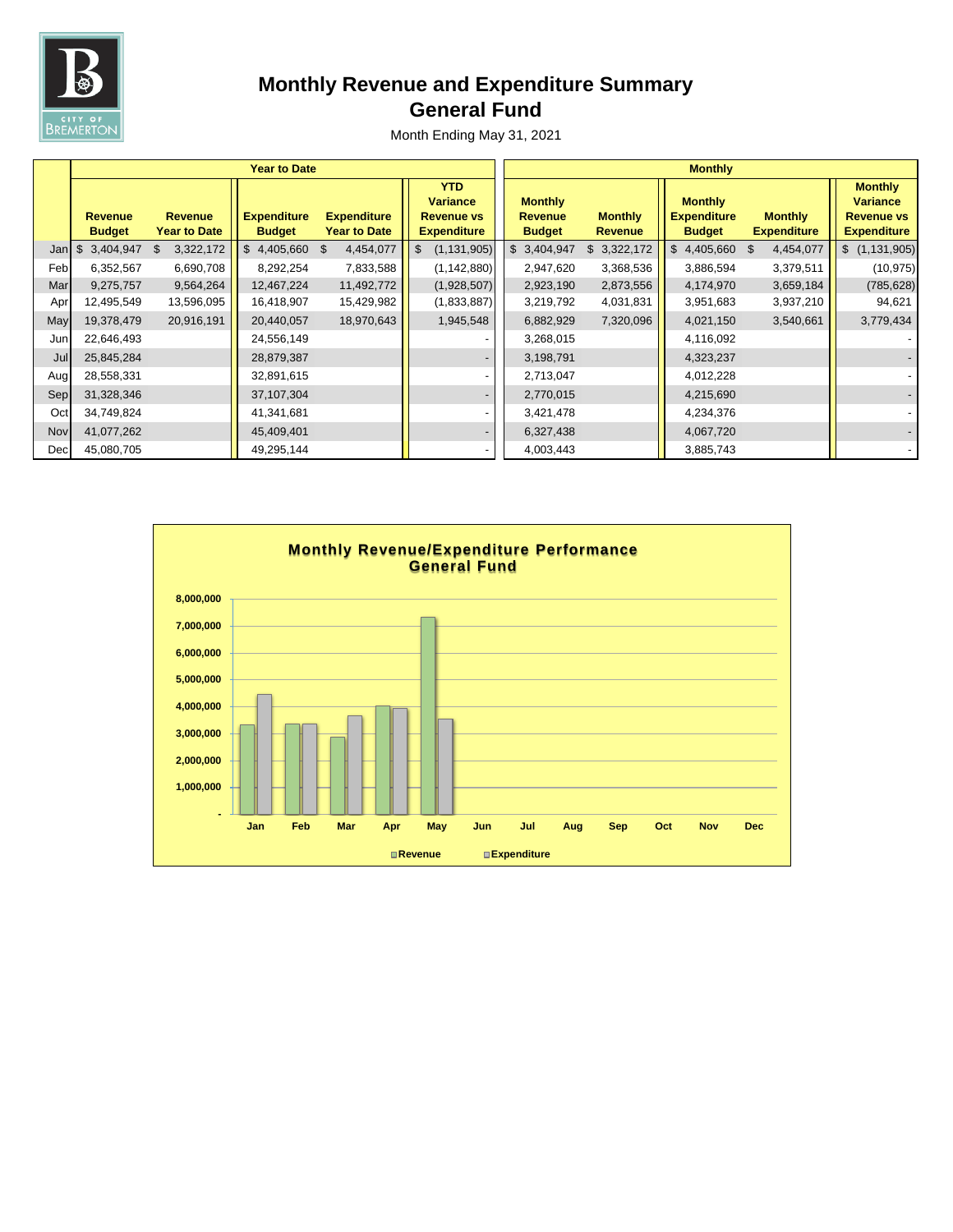# Monthly Revenue and Expenditure Summary
## General Fund

Month Ending May 31, 2021

| | Year to Date | | | | | Monthly | | | | |
|---|---|---|---|---|---|---|---|---|---|---|
| | Revenue Budget | Revenue Year to Date | Expenditure Budget | Expenditure Year to Date | YTD Variance Revenue vs Expenditure | Monthly Revenue Budget | Monthly Revenue | Monthly Expenditure Budget | Monthly Expenditure | Monthly Variance Revenue vs Expenditure |
| Jan | $ 3,404,947 | $ 3,322,172 | $ 4,405,660 | $ 4,454,077 | $ (1,131,905) | $ 3,404,947 | $ 3,322,172 | $ 4,405,660 | $ 4,454,077 | $ (1,131,905) |
| Feb | 6,352,567 | 6,690,708 | 8,292,254 | 7,833,588 | (1,142,880) | 2,947,620 | 3,368,536 | 3,886,594 | 3,379,511 | (10,975) |
| Mar | 9,275,757 | 9,564,264 | 12,467,224 | 11,492,772 | (1,928,507) | 2,923,190 | 2,873,556 | 4,174,970 | 3,659,184 | (785,628) |
| Apr | 12,495,549 | 13,596,095 | 16,418,907 | 15,429,982 | (1,833,887) | 3,219,792 | 4,031,831 | 3,951,683 | 3,937,210 | 94,621 |
| May | 19,378,479 | 20,916,191 | 20,440,057 | 18,970,643 | 1,945,548 | 6,882,929 | 7,320,096 | 4,021,150 | 3,540,661 | 3,779,434 |
| Jun | 22,646,493 | | 24,556,149 | | - | 3,268,015 | | 4,116,092 | | - |
| Jul | 25,845,284 | | 28,879,387 | | - | 3,198,791 | | 4,323,237 | | - |
| Aug | 28,558,331 | | 32,891,615 | | - | 2,713,047 | | 4,012,228 | | - |
| Sep | 31,328,346 | | 37,107,304 | | - | 2,770,015 | | 4,215,690 | | - |
| Oct | 34,749,824 | | 41,341,681 | | - | 3,421,478 | | 4,234,376 | | - |
| Nov | 41,077,262 | | 45,409,401 | | - | 6,327,438 | | 4,067,720 | | - |
| Dec | 45,080,705 | | 49,295,144 | | - | 4,003,443 | | 3,885,743 | | - |

**Monthly Revenue/Expenditure Performance**
**General Fund**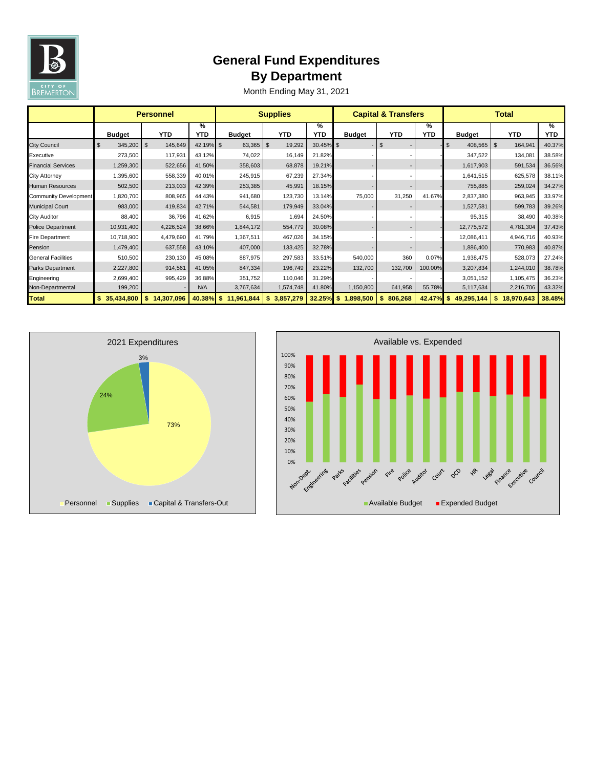# General Fund Expenditures
## By Department

Month Ending May 31, 2021

| | Personnel | | | Supplies | | | Capital & Transfers | | | Total | | |
|---|---|---|---|---|---|---|---|---|---|---|---|---|
| | Budget | YTD | % YTD | Budget | YTD | % YTD | Budget | YTD | % YTD | Budget | YTD | % YTD |
| City Council | $ 345,200 | $ 145,649 | 42.19% | $ 63,365 | $ 19,292 | 30.45% | $ - | $ - | - | $ 408,565 | $ 164,941 | 40.37% |
| Executive | 273,500 | 117,931 | 43.12% | 74,022 | 16,149 | 21.82% | - | - | - | 347,522 | 134,081 | 38.58% |
| Financial Services | 1,259,300 | 522,656 | 41.50% | 358,603 | 68,878 | 19.21% | - | - | - | 1,617,903 | 591,534 | 36.56% |
| City Attorney | 1,395,600 | 558,339 | 40.01% | 245,915 | 67,239 | 27.34% | - | - | - | 1,641,515 | 625,578 | 38.11% |
| Human Resources | 502,500 | 213,033 | 42.39% | 253,385 | 45,991 | 18.15% | - | - | - | 755,885 | 259,024 | 34.27% |
| Community Development | 1,820,700 | 808,965 | 44.43% | 941,680 | 123,730 | 13.14% | 75,000 | 31,250 | 41.67% | 2,837,380 | 963,945 | 33.97% |
| Municipal Court | 983,000 | 419,834 | 42.71% | 544,581 | 179,949 | 33.04% | - | - | - | 1,527,581 | 599,783 | 39.26% |
| City Auditor | 88,400 | 36,796 | 41.62% | 6,915 | 1,694 | 24.50% | - | - | - | 95,315 | 38,490 | 40.38% |
| Police Department | 10,931,400 | 4,226,524 | 38.66% | 1,844,172 | 554,779 | 30.08% | - | - | - | 12,775,572 | 4,781,304 | 37.43% |
| Fire Department | 10,718,900 | 4,479,690 | 41.79% | 1,367,511 | 467,026 | 34.15% | - | - | - | 12,086,411 | 4,946,716 | 40.93% |
| Pension | 1,479,400 | 637,558 | 43.10% | 407,000 | 133,425 | 32.78% | - | - | - | 1,886,400 | 770,983 | 40.87% |
| General Facilities | 510,500 | 230,130 | 45.08% | 887,975 | 297,583 | 33.51% | 540,000 | 360 | 0.07% | 1,938,475 | 528,073 | 27.24% |
| Parks Department | 2,227,800 | 914,561 | 41.05% | 847,334 | 196,749 | 23.22% | 132,700 | 132,700 | 100.00% | 3,207,834 | 1,244,010 | 38.78% |
| Engineering | 2,699,400 | 995,429 | 36.88% | 351,752 | 110,046 | 31.29% | - | - | - | 3,051,152 | 1,105,475 | 36.23% |
| Non-Departmental | 199,200 | - | N/A | 3,767,634 | 1,574,748 | 41.80% | 1,150,800 | 641,958 | 55.78% | 5,117,634 | 2,216,706 | 43.32% |
| **Total** | **$ 35,434,800** | **$ 14,307,096** | **40.38%** | **$ 11,961,844** | **$ 3,857,279** | **32.25%** | **$ 1,898,500** | **$ 806,268** | **42.47%** | **$ 49,295,144** | **$ 18,970,643** | **38.48%** |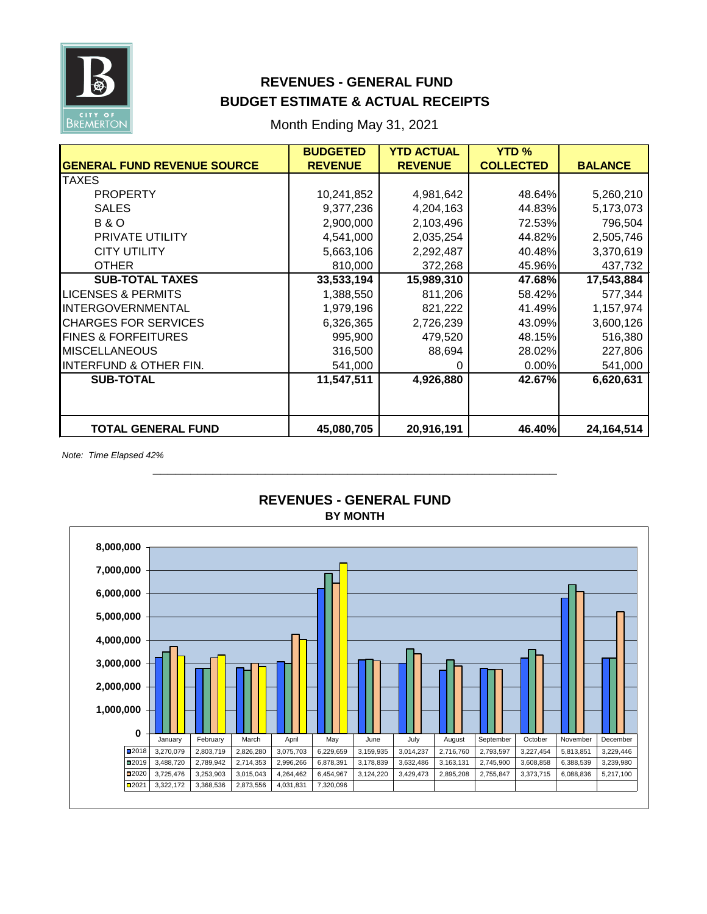# REVENUES - GENERAL FUND
## BUDGET ESTIMATE & ACTUAL RECEIPTS

Month Ending May 31, 2021

| GENERAL FUND REVENUE SOURCE | BUDGETED REVENUE | YTD ACTUAL REVENUE | YTD % COLLECTED | BALANCE |
|---|---|---|---|---|
| TAXES | | | | |
| PROPERTY | 10,241,852 | 4,981,642 | 48.64% | 5,260,210 |
| SALES | 9,377,236 | 4,204,163 | 44.83% | 5,173,073 |
| B & O | 2,900,000 | 2,103,496 | 72.53% | 796,504 |
| PRIVATE UTILITY | 4,541,000 | 2,035,254 | 44.82% | 2,505,746 |
| CITY UTILITY | 5,663,106 | 2,292,487 | 40.48% | 3,370,619 |
| OTHER | 810,000 | 372,268 | 45.96% | 437,732 |
| **SUB-TOTAL TAXES** | **33,533,194** | **15,989,310** | **47.68%** | **17,543,884** |
| LICENSES & PERMITS | 1,388,550 | 811,206 | 58.42% | 577,344 |
| INTERGOVERNMENTAL | 1,979,196 | 821,222 | 41.49% | 1,157,974 |
| CHARGES FOR SERVICES | 6,326,365 | 2,726,239 | 43.09% | 3,600,126 |
| FINES & FORFEITURES | 995,900 | 479,520 | 48.15% | 516,380 |
| MISCELLANEOUS | 316,500 | 88,694 | 28.02% | 227,806 |
| INTERFUND & OTHER FIN. | 541,000 | 0 | 0.00% | 541,000 |
| **SUB-TOTAL** | **11,547,511** | **4,926,880** | **42.67%** | **6,620,631** |
| **TOTAL GENERAL FUND** | **45,080,705** | **20,916,191** | **46.40%** | **24,164,514** |

*Note: Time Elapsed 42%*

## REVENUES - GENERAL FUND
### BY MONTH

| | January | February | March | April | May | June | July | August | September | October | November | December |
|---|---|---|---|---|---|---|---|---|---|---|---|---|
| 2018 | 3,270,079 | 2,803,719 | 2,826,280 | 3,075,703 | 6,229,659 | 3,159,935 | 3,014,237 | 2,716,760 | 2,793,597 | 3,227,454 | 5,813,851 | 3,229,446 |
| 2019 | 3,488,720 | 2,789,942 | 2,714,353 | 2,996,266 | 6,878,391 | 3,178,839 | 3,632,486 | 3,163,131 | 2,745,900 | 3,608,858 | 6,388,539 | 3,239,980 |
| 2020 | 3,725,476 | 3,253,903 | 3,015,043 | 4,264,462 | 6,454,967 | 3,124,220 | 3,429,473 | 2,895,208 | 2,755,847 | 3,373,715 | 6,088,836 | 5,217,100 |
| 2021 | 3,322,172 | 3,368,536 | 2,873,556 | 4,031,831 | 7,320,096 | | | | | | | |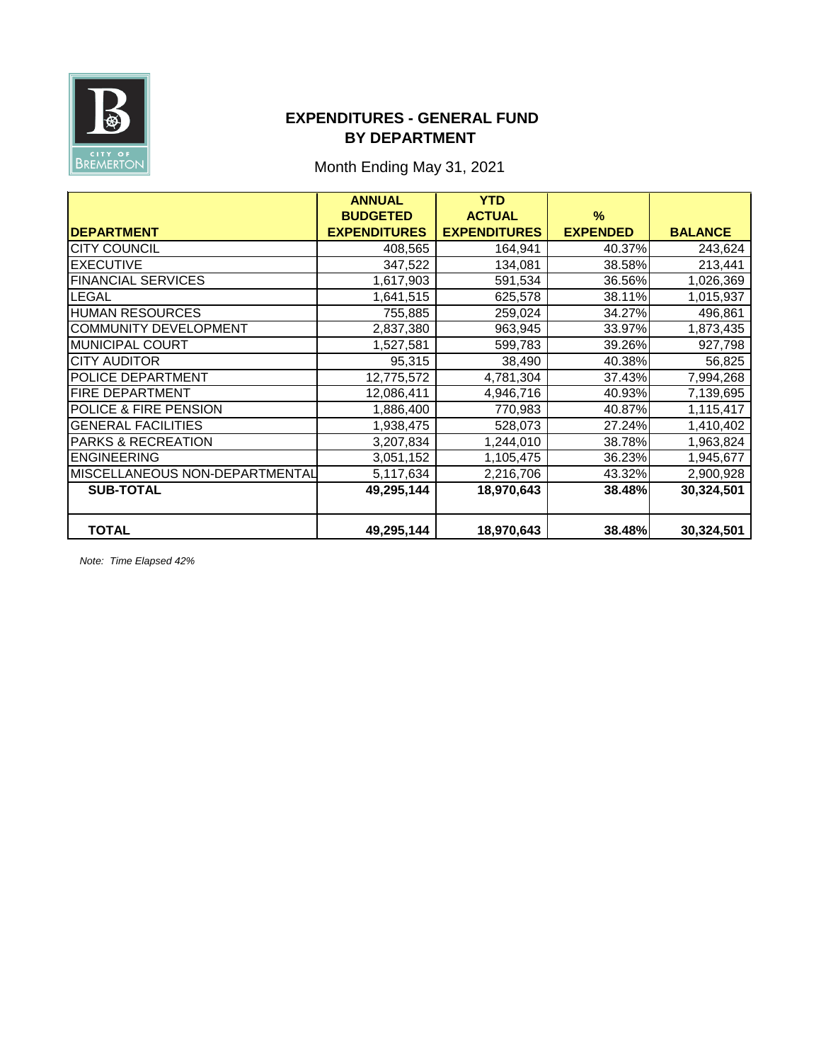CITY OF BREMERTON

## EXPENDITURES - GENERAL FUND
## BY DEPARTMENT

Month Ending May 31, 2021

| DEPARTMENT | ANNUAL BUDGETED EXPENDITURES | YTD ACTUAL EXPENDITURES | % EXPENDED | BALANCE |
|---|---|---|---|---|
| CITY COUNCIL | 408,565 | 164,941 | 40.37% | 243,624 |
| EXECUTIVE | 347,522 | 134,081 | 38.58% | 213,441 |
| FINANCIAL SERVICES | 1,617,903 | 591,534 | 36.56% | 1,026,369 |
| LEGAL | 1,641,515 | 625,578 | 38.11% | 1,015,937 |
| HUMAN RESOURCES | 755,885 | 259,024 | 34.27% | 496,861 |
| COMMUNITY DEVELOPMENT | 2,837,380 | 963,945 | 33.97% | 1,873,435 |
| MUNICIPAL COURT | 1,527,581 | 599,783 | 39.26% | 927,798 |
| CITY AUDITOR | 95,315 | 38,490 | 40.38% | 56,825 |
| POLICE DEPARTMENT | 12,775,572 | 4,781,304 | 37.43% | 7,994,268 |
| FIRE DEPARTMENT | 12,086,411 | 4,946,716 | 40.93% | 7,139,695 |
| POLICE & FIRE PENSION | 1,886,400 | 770,983 | 40.87% | 1,115,417 |
| GENERAL FACILITIES | 1,938,475 | 528,073 | 27.24% | 1,410,402 |
| PARKS & RECREATION | 3,207,834 | 1,244,010 | 38.78% | 1,963,824 |
| ENGINEERING | 3,051,152 | 1,105,475 | 36.23% | 1,945,677 |
| MISCELLANEOUS NON-DEPARTMENTAL | 5,117,634 | 2,216,706 | 43.32% | 2,900,928 |
| **SUB-TOTAL** | **49,295,144** | **18,970,643** | **38.48%** | **30,324,501** |
| **TOTAL** | **49,295,144** | **18,970,643** | **38.48%** | **30,324,501** |

*Note: Time Elapsed 42%*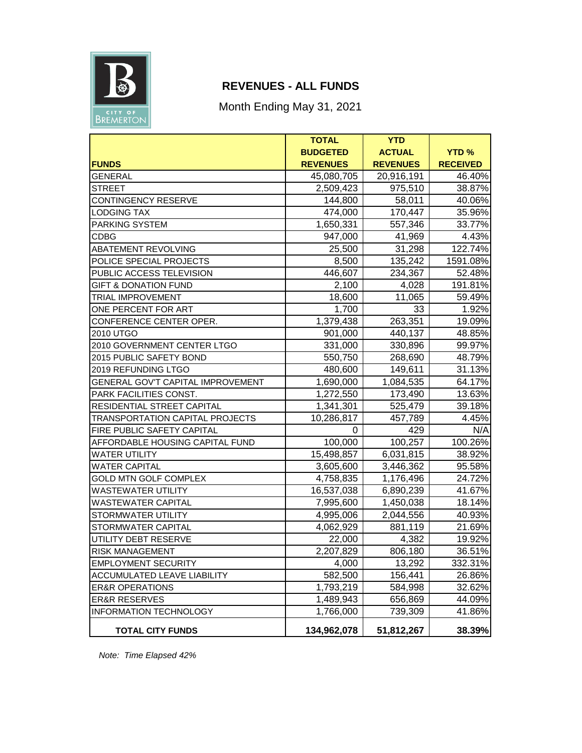## REVENUES - ALL FUNDS

Month Ending May 31, 2021

| FUNDS | TOTAL BUDGETED REVENUES | YTD ACTUAL REVENUES | YTD % RECEIVED |
|---|---|---|---|
| GENERAL | 45,080,705 | 20,916,191 | 46.40% |
| STREET | 2,509,423 | 975,510 | 38.87% |
| CONTINGENCY RESERVE | 144,800 | 58,011 | 40.06% |
| LODGING TAX | 474,000 | 170,447 | 35.96% |
| PARKING SYSTEM | 1,650,331 | 557,346 | 33.77% |
| CDBG | 947,000 | 41,969 | 4.43% |
| ABATEMENT REVOLVING | 25,500 | 31,298 | 122.74% |
| POLICE SPECIAL PROJECTS | 8,500 | 135,242 | 1591.08% |
| PUBLIC ACCESS TELEVISION | 446,607 | 234,367 | 52.48% |
| GIFT & DONATION FUND | 2,100 | 4,028 | 191.81% |
| TRIAL IMPROVEMENT | 18,600 | 11,065 | 59.49% |
| ONE PERCENT FOR ART | 1,700 | 33 | 1.92% |
| CONFERENCE CENTER OPER. | 1,379,438 | 263,351 | 19.09% |
| 2010 UTGO | 901,000 | 440,137 | 48.85% |
| 2010 GOVERNMENT CENTER LTGO | 331,000 | 330,896 | 99.97% |
| 2015 PUBLIC SAFETY BOND | 550,750 | 268,690 | 48.79% |
| 2019 REFUNDING LTGO | 480,600 | 149,611 | 31.13% |
| GENERAL GOV'T CAPITAL IMPROVEMENT | 1,690,000 | 1,084,535 | 64.17% |
| PARK FACILITIES CONST. | 1,272,550 | 173,490 | 13.63% |
| RESIDENTIAL STREET CAPITAL | 1,341,301 | 525,479 | 39.18% |
| TRANSPORTATION CAPITAL PROJECTS | 10,286,817 | 457,789 | 4.45% |
| FIRE PUBLIC SAFETY CAPITAL | 0 | 429 | N/A |
| AFFORDABLE HOUSING CAPITAL FUND | 100,000 | 100,257 | 100.26% |
| WATER UTILITY | 15,498,857 | 6,031,815 | 38.92% |
| WATER CAPITAL | 3,605,600 | 3,446,362 | 95.58% |
| GOLD MTN GOLF COMPLEX | 4,758,835 | 1,176,496 | 24.72% |
| WASTEWATER UTILITY | 16,537,038 | 6,890,239 | 41.67% |
| WASTEWATER CAPITAL | 7,995,600 | 1,450,038 | 18.14% |
| STORMWATER UTILITY | 4,995,006 | 2,044,556 | 40.93% |
| STORMWATER CAPITAL | 4,062,929 | 881,119 | 21.69% |
| UTILITY DEBT RESERVE | 22,000 | 4,382 | 19.92% |
| RISK MANAGEMENT | 2,207,829 | 806,180 | 36.51% |
| EMPLOYMENT SECURITY | 4,000 | 13,292 | 332.31% |
| ACCUMULATED LEAVE LIABILITY | 582,500 | 156,441 | 26.86% |
| ER&R OPERATIONS | 1,793,219 | 584,998 | 32.62% |
| ER&R RESERVES | 1,489,943 | 656,869 | 44.09% |
| INFORMATION TECHNOLOGY | 1,766,000 | 739,309 | 41.86% |
| **TOTAL CITY FUNDS** | **134,962,078** | **51,812,267** | **38.39%** |

*Note: Time Elapsed 42%*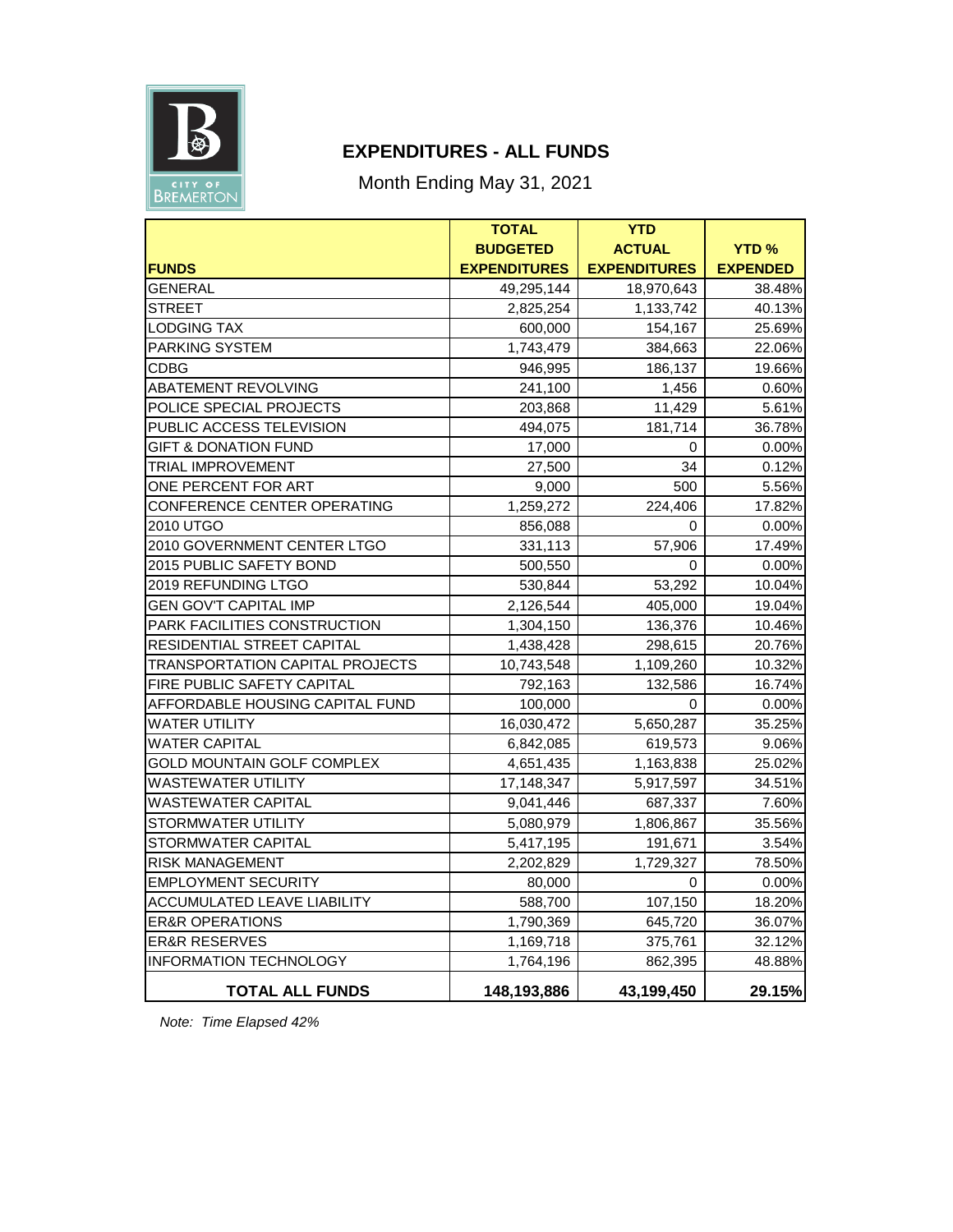# EXPENDITURES - ALL FUNDS

Month Ending May 31, 2021

| FUNDS | TOTAL BUDGETED EXPENDITURES | YTD ACTUAL EXPENDITURES | YTD % EXPENDED |
|---|---|---|---|
| GENERAL | 49,295,144 | 18,970,643 | 38.48% |
| STREET | 2,825,254 | 1,133,742 | 40.13% |
| LODGING TAX | 600,000 | 154,167 | 25.69% |
| PARKING SYSTEM | 1,743,479 | 384,663 | 22.06% |
| CDBG | 946,995 | 186,137 | 19.66% |
| ABATEMENT REVOLVING | 241,100 | 1,456 | 0.60% |
| POLICE SPECIAL PROJECTS | 203,868 | 11,429 | 5.61% |
| PUBLIC ACCESS TELEVISION | 494,075 | 181,714 | 36.78% |
| GIFT & DONATION FUND | 17,000 | 0 | 0.00% |
| TRIAL IMPROVEMENT | 27,500 | 34 | 0.12% |
| ONE PERCENT FOR ART | 9,000 | 500 | 5.56% |
| CONFERENCE CENTER OPERATING | 1,259,272 | 224,406 | 17.82% |
| 2010 UTGO | 856,088 | 0 | 0.00% |
| 2010 GOVERNMENT CENTER LTGO | 331,113 | 57,906 | 17.49% |
| 2015 PUBLIC SAFETY BOND | 500,550 | 0 | 0.00% |
| 2019 REFUNDING LTGO | 530,844 | 53,292 | 10.04% |
| GEN GOV'T CAPITAL IMP | 2,126,544 | 405,000 | 19.04% |
| PARK FACILITIES CONSTRUCTION | 1,304,150 | 136,376 | 10.46% |
| RESIDENTIAL STREET CAPITAL | 1,438,428 | 298,615 | 20.76% |
| TRANSPORTATION CAPITAL PROJECTS | 10,743,548 | 1,109,260 | 10.32% |
| FIRE PUBLIC SAFETY CAPITAL | 792,163 | 132,586 | 16.74% |
| AFFORDABLE HOUSING CAPITAL FUND | 100,000 | 0 | 0.00% |
| WATER UTILITY | 16,030,472 | 5,650,287 | 35.25% |
| WATER CAPITAL | 6,842,085 | 619,573 | 9.06% |
| GOLD MOUNTAIN GOLF COMPLEX | 4,651,435 | 1,163,838 | 25.02% |
| WASTEWATER UTILITY | 17,148,347 | 5,917,597 | 34.51% |
| WASTEWATER CAPITAL | 9,041,446 | 687,337 | 7.60% |
| STORMWATER UTILITY | 5,080,979 | 1,806,867 | 35.56% |
| STORMWATER CAPITAL | 5,417,195 | 191,671 | 3.54% |
| RISK MANAGEMENT | 2,202,829 | 1,729,327 | 78.50% |
| EMPLOYMENT SECURITY | 80,000 | 0 | 0.00% |
| ACCUMULATED LEAVE LIABILITY | 588,700 | 107,150 | 18.20% |
| ER&R OPERATIONS | 1,790,369 | 645,720 | 36.07% |
| ER&R RESERVES | 1,169,718 | 375,761 | 32.12% |
| INFORMATION TECHNOLOGY | 1,764,196 | 862,395 | 48.88% |
| **TOTAL ALL FUNDS** | **148,193,886** | **43,199,450** | **29.15%** |

*Note: Time Elapsed 42%*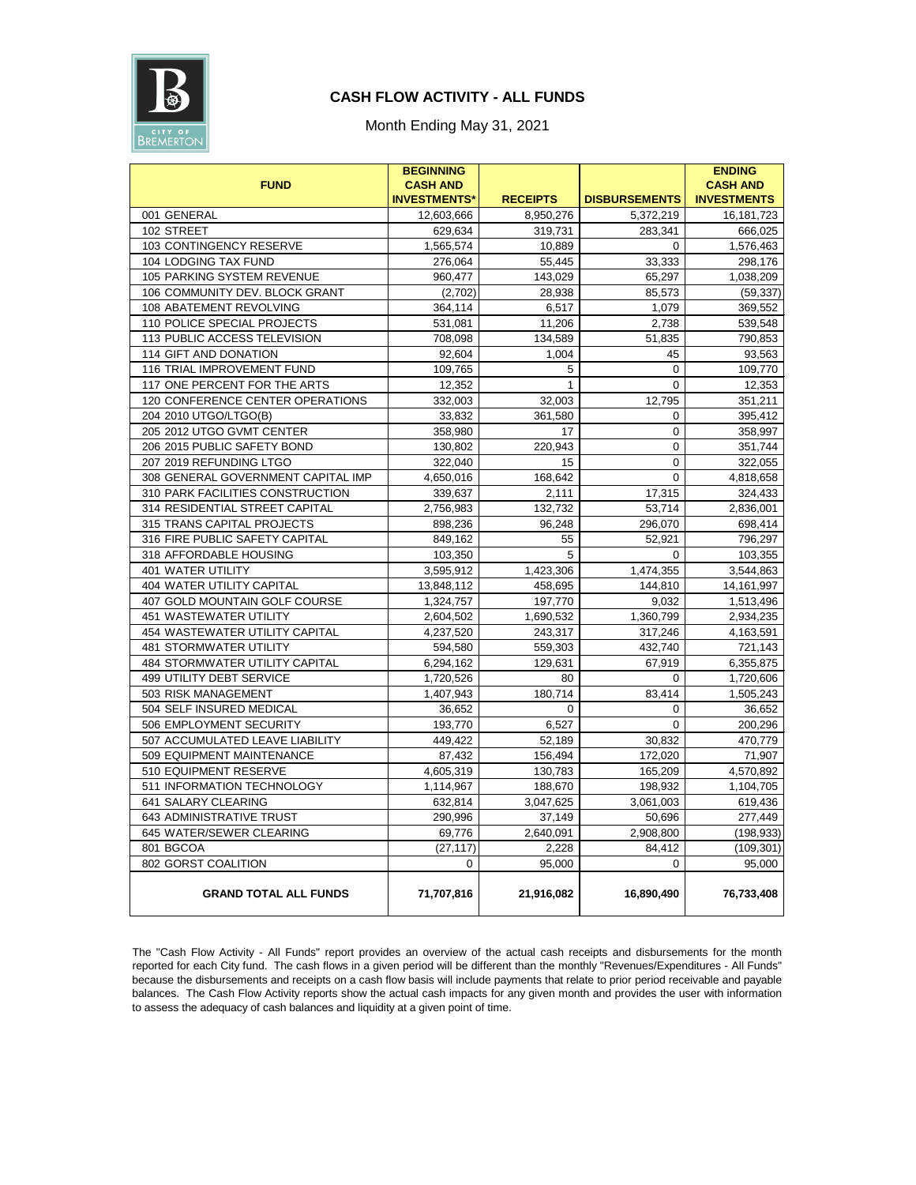## CASH FLOW ACTIVITY - ALL FUNDS

Month Ending May 31, 2021

| FUND | BEGINNING CASH AND INVESTMENTS* | RECEIPTS | DISBURSEMENTS | ENDING CASH AND INVESTMENTS |
|---|---|---|---|---|
| 001 GENERAL | 12,603,666 | 8,950,276 | 5,372,219 | 16,181,723 |
| 102 STREET | 629,634 | 319,731 | 283,341 | 666,025 |
| 103 CONTINGENCY RESERVE | 1,565,574 | 10,889 | 0 | 1,576,463 |
| 104 LODGING TAX FUND | 276,064 | 55,445 | 33,333 | 298,176 |
| 105 PARKING SYSTEM REVENUE | 960,477 | 143,029 | 65,297 | 1,038,209 |
| 106 COMMUNITY DEV. BLOCK GRANT | (2,702) | 28,938 | 85,573 | (59,337) |
| 108 ABATEMENT REVOLVING | 364,114 | 6,517 | 1,079 | 369,552 |
| 110 POLICE SPECIAL PROJECTS | 531,081 | 11,206 | 2,738 | 539,548 |
| 113 PUBLIC ACCESS TELEVISION | 708,098 | 134,589 | 51,835 | 790,853 |
| 114 GIFT AND DONATION | 92,604 | 1,004 | 45 | 93,563 |
| 116 TRIAL IMPROVEMENT FUND | 109,765 | 5 | 0 | 109,770 |
| 117 ONE PERCENT FOR THE ARTS | 12,352 | 1 | 0 | 12,353 |
| 120 CONFERENCE CENTER OPERATIONS | 332,003 | 32,003 | 12,795 | 351,211 |
| 204 2010 UTGO/LTGO(B) | 33,832 | 361,580 | 0 | 395,412 |
| 205 2012 UTGO GVMT CENTER | 358,980 | 17 | 0 | 358,997 |
| 206 2015 PUBLIC SAFETY BOND | 130,802 | 220,943 | 0 | 351,744 |
| 207 2019 REFUNDING LTGO | 322,040 | 15 | 0 | 322,055 |
| 308 GENERAL GOVERNMENT CAPITAL IMP | 4,650,016 | 168,642 | 0 | 4,818,658 |
| 310 PARK FACILITIES CONSTRUCTION | 339,637 | 2,111 | 17,315 | 324,433 |
| 314 RESIDENTIAL STREET CAPITAL | 2,756,983 | 132,732 | 53,714 | 2,836,001 |
| 315 TRANS CAPITAL PROJECTS | 898,236 | 96,248 | 296,070 | 698,414 |
| 316 FIRE PUBLIC SAFETY CAPITAL | 849,162 | 55 | 52,921 | 796,297 |
| 318 AFFORDABLE HOUSING | 103,350 | 5 | 0 | 103,355 |
| 401 WATER UTILITY | 3,595,912 | 1,423,306 | 1,474,355 | 3,544,863 |
| 404 WATER UTILITY CAPITAL | 13,848,112 | 458,695 | 144,810 | 14,161,997 |
| 407 GOLD MOUNTAIN GOLF COURSE | 1,324,757 | 197,770 | 9,032 | 1,513,496 |
| 451 WASTEWATER UTILITY | 2,604,502 | 1,690,532 | 1,360,799 | 2,934,235 |
| 454 WASTEWATER UTILITY CAPITAL | 4,237,520 | 243,317 | 317,246 | 4,163,591 |
| 481 STORMWATER UTILITY | 594,580 | 559,303 | 432,740 | 721,143 |
| 484 STORMWATER UTILITY CAPITAL | 6,294,162 | 129,631 | 67,919 | 6,355,875 |
| 499 UTILITY DEBT SERVICE | 1,720,526 | 80 | 0 | 1,720,606 |
| 503 RISK MANAGEMENT | 1,407,943 | 180,714 | 83,414 | 1,505,243 |
| 504 SELF INSURED MEDICAL | 36,652 | 0 | 0 | 36,652 |
| 506 EMPLOYMENT SECURITY | 193,770 | 6,527 | 0 | 200,296 |
| 507 ACCUMULATED LEAVE LIABILITY | 449,422 | 52,189 | 30,832 | 470,779 |
| 509 EQUIPMENT MAINTENANCE | 87,432 | 156,494 | 172,020 | 71,907 |
| 510 EQUIPMENT RESERVE | 4,605,319 | 130,783 | 165,209 | 4,570,892 |
| 511 INFORMATION TECHNOLOGY | 1,114,967 | 188,670 | 198,932 | 1,104,705 |
| 641 SALARY CLEARING | 632,814 | 3,047,625 | 3,061,003 | 619,436 |
| 643 ADMINISTRATIVE TRUST | 290,996 | 37,149 | 50,696 | 277,449 |
| 645 WATER/SEWER CLEARING | 69,776 | 2,640,091 | 2,908,800 | (198,933) |
| 801 BGCOA | (27,117) | 2,228 | 84,412 | (109,301) |
| 802 GORST COALITION | 0 | 95,000 | 0 | 95,000 |
| **GRAND TOTAL ALL FUNDS** | **71,707,816** | **21,916,082** | **16,890,490** | **76,733,408** |

The "Cash Flow Activity - All Funds" report provides an overview of the actual cash receipts and disbursements for the month reported for each City fund. The cash flows in a given period will be different than the monthly "Revenues/Expenditures - All Funds" because the disbursements and receipts on a cash flow basis will include payments that relate to prior period receivable and payable balances. The Cash Flow Activity reports show the actual cash impacts for any given month and provides the user with information to assess the adequacy of cash balances and liquidity at a given point of time.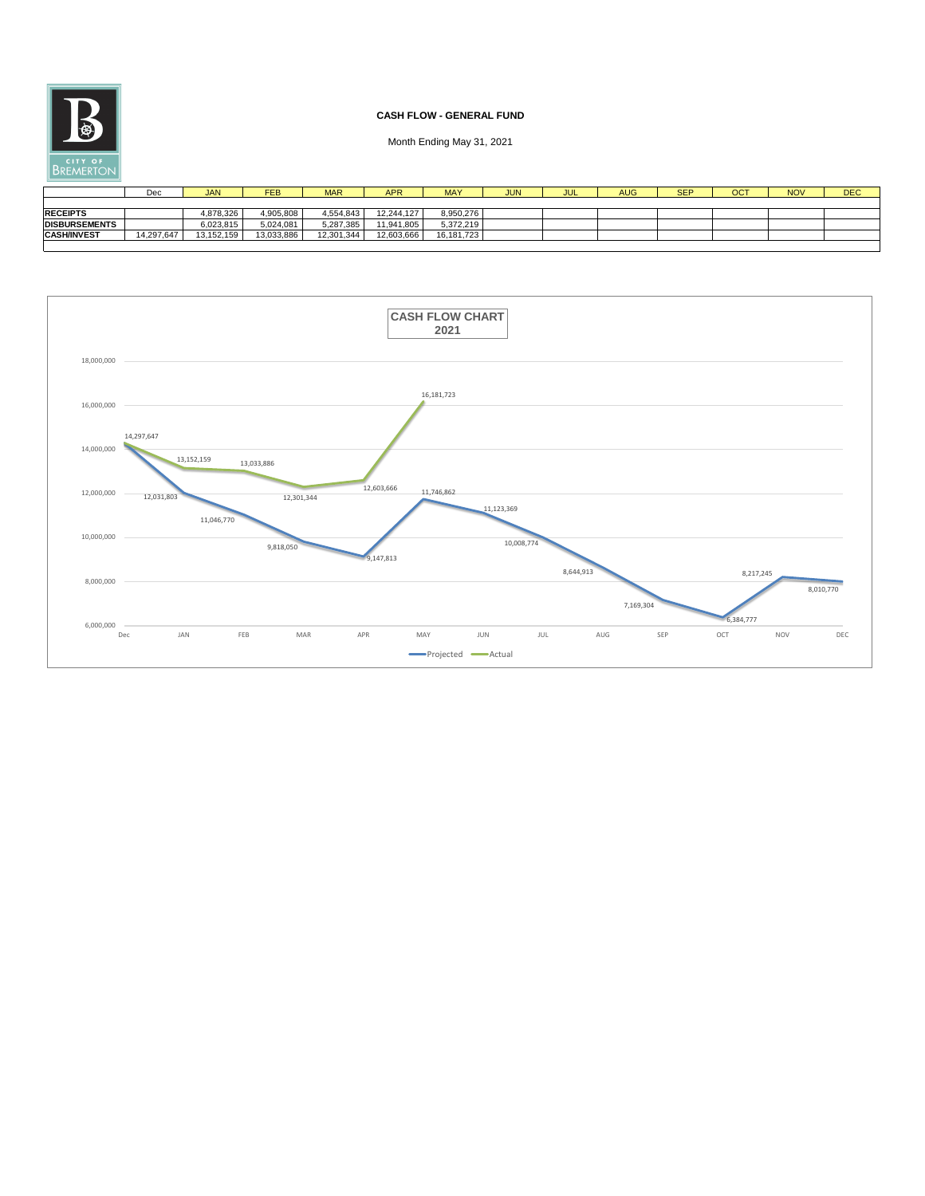CITY OF BREMERTON

**CASH FLOW - GENERAL FUND**

Month Ending May 31, 2021

| | Dec | JAN | FEB | MAR | APR | MAY | JUN | JUL | AUG | SEP | OCT | NOV | DEC |
|---|---|---|---|---|---|---|---|---|---|---|---|---|---|
| **RECEIPTS** | | 4,878,326 | 4,905,808 | 4,554,843 | 12,244,127 | 8,950,276 | | | | | | | |
| **DISBURSEMENTS** | | 6,023,815 | 5,024,081 | 5,287,385 | 11,941,805 | 5,372,219 | | | | | | | |
| **CASH/INVEST** | 14,297,647 | 13,152,159 | 13,033,886 | 12,301,344 | 12,603,666 | 16,181,723 | | | | | | | |

**CASH FLOW CHART 2021**

| | Dec | JAN | FEB | MAR | APR | MAY | JUN | JUL | AUG | SEP | OCT | NOV | DEC |
|---|---|---|---|---|---|---|---|---|---|---|---|---|---|
| Projected | | 12,031,803 | 11,046,770 | 9,818,050 | 9,147,813 | 11,746,862 | 11,123,369 | 10,008,774 | 8,644,913 | 7,169,304 | 6,384,777 | 8,217,245 | 8,010,770 |
| Actual | 14,297,647 | 13,152,159 | 13,033,886 | 12,301,344 | 12,603,666 | 16,181,723 | | | | | | | |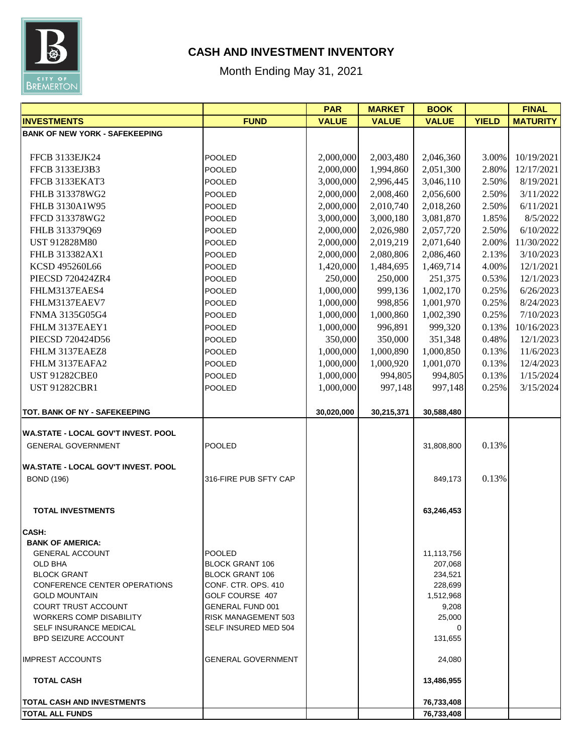## CASH AND INVESTMENT INVENTORY

Month Ending May 31, 2021

| INVESTMENTS | FUND | PAR VALUE | MARKET VALUE | BOOK VALUE | YIELD | FINAL MATURITY |
|---|---|---|---|---|---|---|
| **BANK OF NEW YORK - SAFEKEEPING** | | | | | | |
| FFCB 3133EJK24 | POOLED | 2,000,000 | 2,003,480 | 2,046,360 | 3.00% | 10/19/2021 |
| FFCB 3133EJ3B3 | POOLED | 2,000,000 | 1,994,860 | 2,051,300 | 2.80% | 12/17/2021 |
| FFCB 3133EKAT3 | POOLED | 3,000,000 | 2,996,445 | 3,046,110 | 2.50% | 8/19/2021 |
| FHLB 313378WG2 | POOLED | 2,000,000 | 2,008,460 | 2,056,600 | 2.50% | 3/11/2022 |
| FHLB 3130A1W95 | POOLED | 2,000,000 | 2,010,740 | 2,018,260 | 2.50% | 6/11/2021 |
| FFCD 313378WG2 | POOLED | 3,000,000 | 3,000,180 | 3,081,870 | 1.85% | 8/5/2022 |
| FHLB 313379Q69 | POOLED | 2,000,000 | 2,026,980 | 2,057,720 | 2.50% | 6/10/2022 |
| UST 912828M80 | POOLED | 2,000,000 | 2,019,219 | 2,071,640 | 2.00% | 11/30/2022 |
| FHLB 313382AX1 | POOLED | 2,000,000 | 2,080,806 | 2,086,460 | 2.13% | 3/10/2023 |
| KCSD 495260L66 | POOLED | 1,420,000 | 1,484,695 | 1,469,714 | 4.00% | 12/1/2021 |
| PIECSD 720424ZR4 | POOLED | 250,000 | 250,000 | 251,375 | 0.53% | 12/1/2023 |
| FHLM3137EAES4 | POOLED | 1,000,000 | 999,136 | 1,002,170 | 0.25% | 6/26/2023 |
| FHLM3137EAEV7 | POOLED | 1,000,000 | 998,856 | 1,001,970 | 0.25% | 8/24/2023 |
| FNMA 3135G05G4 | POOLED | 1,000,000 | 1,000,860 | 1,002,390 | 0.25% | 7/10/2023 |
| FHLM 3137EAEY1 | POOLED | 1,000,000 | 996,891 | 999,320 | 0.13% | 10/16/2023 |
| PIECSD 720424D56 | POOLED | 350,000 | 350,000 | 351,348 | 0.48% | 12/1/2023 |
| FHLM 3137EAEZ8 | POOLED | 1,000,000 | 1,000,890 | 1,000,850 | 0.13% | 11/6/2023 |
| FHLM 3137EAFA2 | POOLED | 1,000,000 | 1,000,920 | 1,001,070 | 0.13% | 12/4/2023 |
| UST 91282CBE0 | POOLED | 1,000,000 | 994,805 | 994,805 | 0.13% | 1/15/2024 |
| UST 91282CBR1 | POOLED | 1,000,000 | 997,148 | 997,148 | 0.25% | 3/15/2024 |
| **TOT. BANK OF NY - SAFEKEEPING** | | **30,020,000** | **30,215,371** | **30,588,480** | | |
| **WA.STATE - LOCAL GOV'T INVEST. POOL** | | | | | | |
| GENERAL GOVERNMENT | POOLED | | | 31,808,800 | 0.13% | |
| **WA.STATE - LOCAL GOV'T INVEST. POOL** | | | | | | |
| BOND (196) | 316-FIRE PUB SFTY CAP | | | 849,173 | 0.13% | |
| **TOTAL INVESTMENTS** | | | | **63,246,453** | | |
| **CASH:** | | | | | | |
| **BANK OF AMERICA:** | | | | | | |
| GENERAL ACCOUNT | POOLED | | | 11,113,756 | | |
| OLD BHA | BLOCK GRANT 106 | | | 207,068 | | |
| BLOCK GRANT | BLOCK GRANT 106 | | | 234,521 | | |
| CONFERENCE CENTER OPERATIONS | CONF. CTR. OPS. 410 | | | 228,699 | | |
| GOLD MOUNTAIN | GOLF COURSE 407 | | | 1,512,968 | | |
| COURT TRUST ACCOUNT | GENERAL FUND 001 | | | 9,208 | | |
| WORKERS COMP DISABILITY | RISK MANAGEMENT 503 | | | 25,000 | | |
| SELF INSURANCE MEDICAL | SELF INSURED MED 504 | | | 0 | | |
| BPD SEIZURE ACCOUNT | | | | 131,655 | | |
| IMPREST ACCOUNTS | GENERAL GOVERNMENT | | | 24,080 | | |
| **TOTAL CASH** | | | | **13,486,955** | | |
| **TOTAL CASH AND INVESTMENTS** | | | | **76,733,408** | | |
| **TOTAL ALL FUNDS** | | | | **76,733,408** | | |